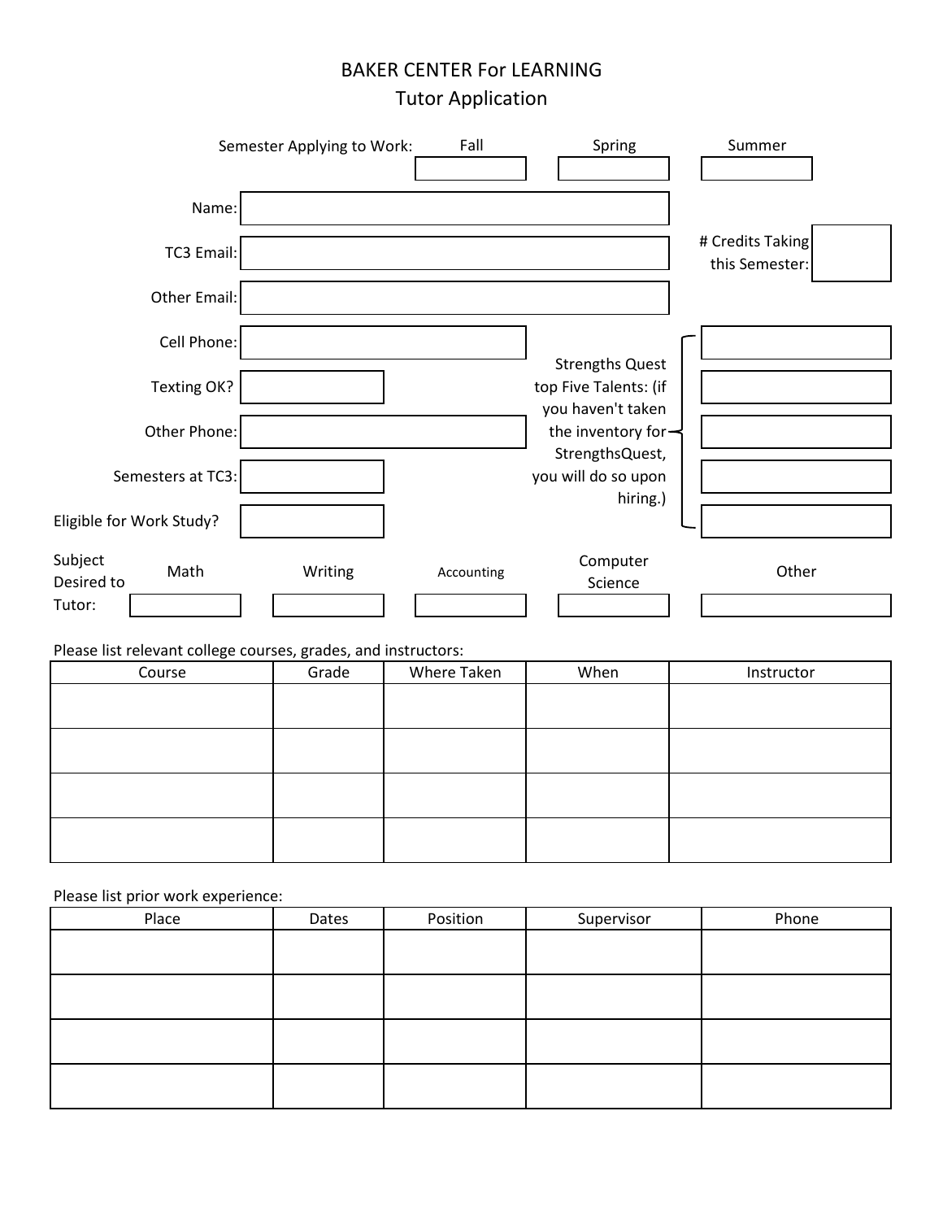# BAKER CENTER For LEARNING
## Tutor Application

Semester Applying to Work:

| Fall | Spring | Summer |
|---|---|---|
| | | |

Name:

TC3 Email:

Other Email:

\# Credits Taking this Semester:

Cell Phone:

Texting OK?

Other Phone:

Semesters at TC3:

Eligible for Work Study?

Strengths Quest top Five Talents: (if you haven't taken the inventory for StrengthsQuest, you will do so upon hiring.)

1.
2.
3.
4.
5.

Subject Desired to Tutor:

| Math | Writing | Accounting | Computer Science | Other |
|---|---|---|---|---|
| | | | | |

Please list relevant college courses, grades, and instructors:

| Course | Grade | Where Taken | When | Instructor |
|---|---|---|---|---|
| | | | | |
| | | | | |
| | | | | |
| | | | | |

Please list prior work experience:

| Place | Dates | Position | Supervisor | Phone |
|---|---|---|---|---|
| | | | | |
| | | | | |
| | | | | |
| | | | | |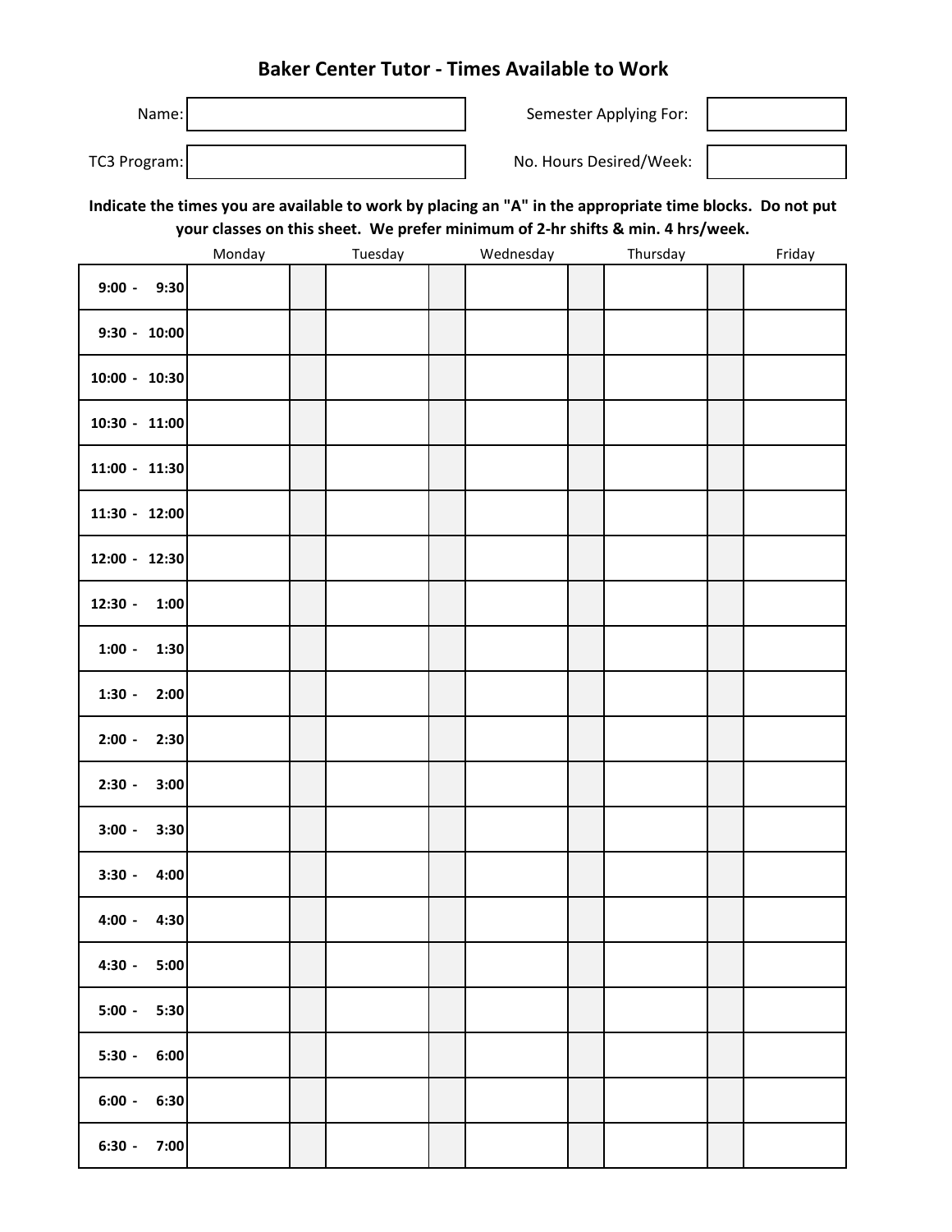# Baker Center Tutor - Times Available to Work

Name: ____________________ Semester Applying For: ____________

TC3 Program: ____________________ No. Hours Desired/Week: ____________

**Indicate the times you are available to work by placing an "A" in the appropriate time blocks. Do not put your classes on this sheet. We prefer minimum of 2-hr shifts & min. 4 hrs/week.**

| | Monday | | Tuesday | | Wednesday | | Thursday | | Friday |
|---|---|---|---|---|---|---|---|---|---|
| **9:00 - 9:30** | | | | | | | | | |
| **9:30 - 10:00** | | | | | | | | | |
| **10:00 - 10:30** | | | | | | | | | |
| **10:30 - 11:00** | | | | | | | | | |
| **11:00 - 11:30** | | | | | | | | | |
| **11:30 - 12:00** | | | | | | | | | |
| **12:00 - 12:30** | | | | | | | | | |
| **12:30 - 1:00** | | | | | | | | | |
| **1:00 - 1:30** | | | | | | | | | |
| **1:30 - 2:00** | | | | | | | | | |
| **2:00 - 2:30** | | | | | | | | | |
| **2:30 - 3:00** | | | | | | | | | |
| **3:00 - 3:30** | | | | | | | | | |
| **3:30 - 4:00** | | | | | | | | | |
| **4:00 - 4:30** | | | | | | | | | |
| **4:30 - 5:00** | | | | | | | | | |
| **5:00 - 5:30** | | | | | | | | | |
| **5:30 - 6:00** | | | | | | | | | |
| **6:00 - 6:30** | | | | | | | | | |
| **6:30 - 7:00** | | | | | | | | | |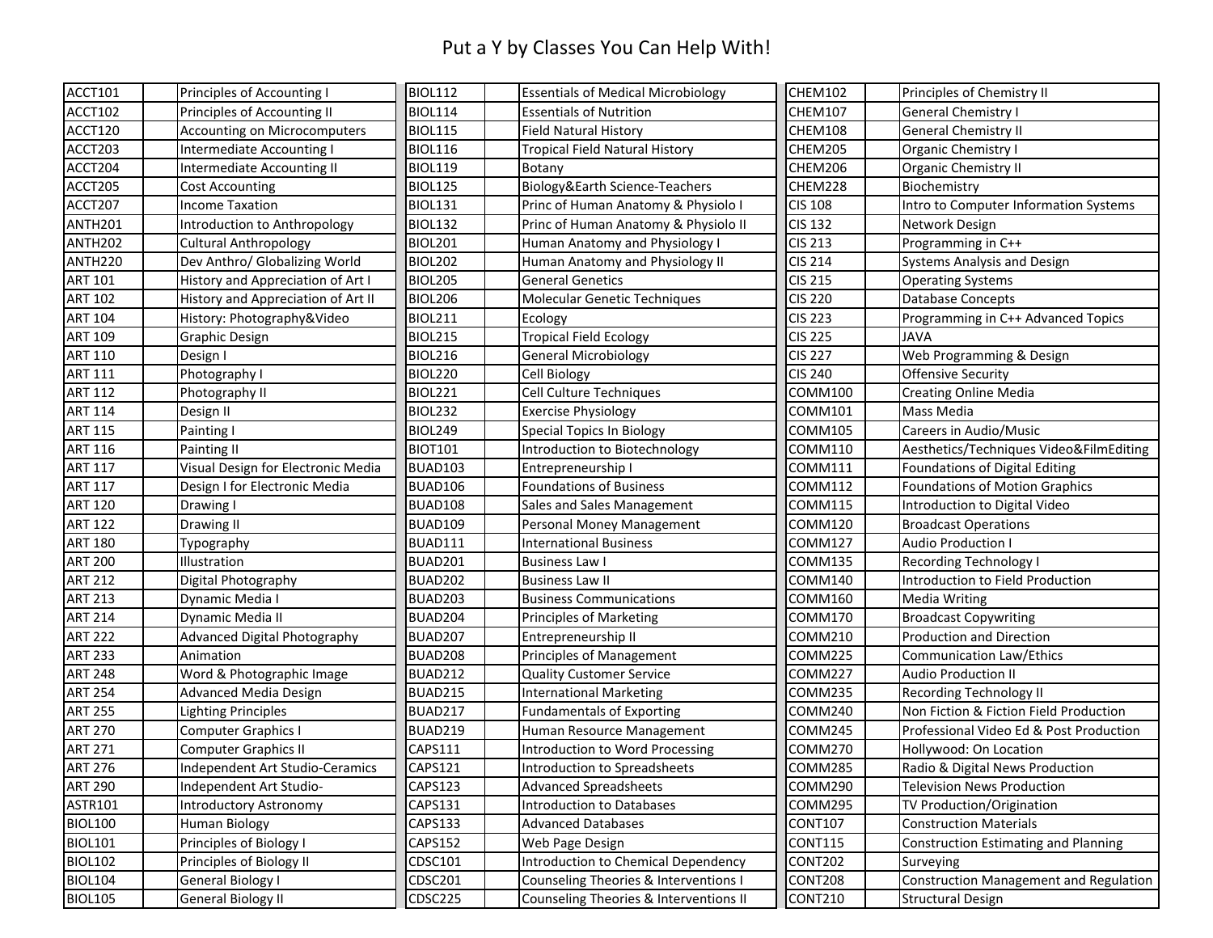# Put a Y by Classes You Can Help With!

| Course | Y | Title |
|---|---|---|
| ACCT101 | | Principles of Accounting I |
| ACCT102 | | Principles of Accounting II |
| ACCT120 | | Accounting on Microcomputers |
| ACCT203 | | Intermediate Accounting I |
| ACCT204 | | Intermediate Accounting II |
| ACCT205 | | Cost Accounting |
| ACCT207 | | Income Taxation |
| ANTH201 | | Introduction to Anthropology |
| ANTH202 | | Cultural Anthropology |
| ANTH220 | | Dev Anthro/ Globalizing World |
| ART 101 | | History and Appreciation of Art I |
| ART 102 | | History and Appreciation of Art II |
| ART 104 | | History: Photography&Video |
| ART 109 | | Graphic Design |
| ART 110 | | Design I |
| ART 111 | | Photography I |
| ART 112 | | Photography II |
| ART 114 | | Design II |
| ART 115 | | Painting I |
| ART 116 | | Painting II |
| ART 117 | | Visual Design for Electronic Media |
| ART 117 | | Design I for Electronic Media |
| ART 120 | | Drawing I |
| ART 122 | | Drawing II |
| ART 180 | | Typography |
| ART 200 | | Illustration |
| ART 212 | | Digital Photography |
| ART 213 | | Dynamic Media I |
| ART 214 | | Dynamic Media II |
| ART 222 | | Advanced Digital Photography |
| ART 233 | | Animation |
| ART 248 | | Word & Photographic Image |
| ART 254 | | Advanced Media Design |
| ART 255 | | Lighting Principles |
| ART 270 | | Computer Graphics I |
| ART 271 | | Computer Graphics II |
| ART 276 | | Independent Art Studio-Ceramics |
| ART 290 | | Independent Art Studio- |
| ASTR101 | | Introductory Astronomy |
| BIOL100 | | Human Biology |
| BIOL101 | | Principles of Biology I |
| BIOL102 | | Principles of Biology II |
| BIOL104 | | General Biology I |
| BIOL105 | | General Biology II |
| BIOL112 | | Essentials of Medical Microbiology |
| BIOL114 | | Essentials of Nutrition |
| BIOL115 | | Field Natural History |
| BIOL116 | | Tropical Field Natural History |
| BIOL119 | | Botany |
| BIOL125 | | Biology&Earth Science-Teachers |
| BIOL131 | | Princ of Human Anatomy & Physiolo I |
| BIOL132 | | Princ of Human Anatomy & Physiolo II |
| BIOL201 | | Human Anatomy and Physiology I |
| BIOL202 | | Human Anatomy and Physiology II |
| BIOL205 | | General Genetics |
| BIOL206 | | Molecular Genetic Techniques |
| BIOL211 | | Ecology |
| BIOL215 | | Tropical Field Ecology |
| BIOL216 | | General Microbiology |
| BIOL220 | | Cell Biology |
| BIOL221 | | Cell Culture Techniques |
| BIOL232 | | Exercise Physiology |
| BIOL249 | | Special Topics In Biology |
| BIOT101 | | Introduction to Biotechnology |
| BUAD103 | | Entrepreneurship I |
| BUAD106 | | Foundations of Business |
| BUAD108 | | Sales and Sales Management |
| BUAD109 | | Personal Money Management |
| BUAD111 | | International Business |
| BUAD201 | | Business Law I |
| BUAD202 | | Business Law II |
| BUAD203 | | Business Communications |
| BUAD204 | | Principles of Marketing |
| BUAD207 | | Entrepreneurship II |
| BUAD208 | | Principles of Management |
| BUAD212 | | Quality Customer Service |
| BUAD215 | | International Marketing |
| BUAD217 | | Fundamentals of Exporting |
| BUAD219 | | Human Resource Management |
| CAPS111 | | Introduction to Word Processing |
| CAPS121 | | Introduction to Spreadsheets |
| CAPS123 | | Advanced Spreadsheets |
| CAPS131 | | Introduction to Databases |
| CAPS133 | | Advanced Databases |
| CAPS152 | | Web Page Design |
| CDSC101 | | Introduction to Chemical Dependency |
| CDSC201 | | Counseling Theories & Interventions I |
| CDSC225 | | Counseling Theories & Interventions II |
| CHEM102 | | Principles of Chemistry II |
| CHEM107 | | General Chemistry I |
| CHEM108 | | General Chemistry II |
| CHEM205 | | Organic Chemistry I |
| CHEM206 | | Organic Chemistry II |
| CHEM228 | | Biochemistry |
| CIS 108 | | Intro to Computer Information Systems |
| CIS 132 | | Network Design |
| CIS 213 | | Programming in C++ |
| CIS 214 | | Systems Analysis and Design |
| CIS 215 | | Operating Systems |
| CIS 220 | | Database Concepts |
| CIS 223 | | Programming in C++ Advanced Topics |
| CIS 225 | | JAVA |
| CIS 227 | | Web Programming & Design |
| CIS 240 | | Offensive Security |
| COMM100 | | Creating Online Media |
| COMM101 | | Mass Media |
| COMM105 | | Careers in Audio/Music |
| COMM110 | | Aesthetics/Techniques Video&FilmEditing |
| COMM111 | | Foundations of Digital Editing |
| COMM112 | | Foundations of Motion Graphics |
| COMM115 | | Introduction to Digital Video |
| COMM120 | | Broadcast Operations |
| COMM127 | | Audio Production I |
| COMM135 | | Recording Technology I |
| COMM140 | | Introduction to Field Production |
| COMM160 | | Media Writing |
| COMM170 | | Broadcast Copywriting |
| COMM210 | | Production and Direction |
| COMM225 | | Communication Law/Ethics |
| COMM227 | | Audio Production II |
| COMM235 | | Recording Technology II |
| COMM240 | | Non Fiction & Fiction Field Production |
| COMM245 | | Professional Video Ed & Post Production |
| COMM270 | | Hollywood: On Location |
| COMM285 | | Radio & Digital News Production |
| COMM290 | | Television News Production |
| COMM295 | | TV Production/Origination |
| CONT107 | | Construction Materials |
| CONT115 | | Construction Estimating and Planning |
| CONT202 | | Surveying |
| CONT208 | | Construction Management and Regulation |
| CONT210 | | Structural Design |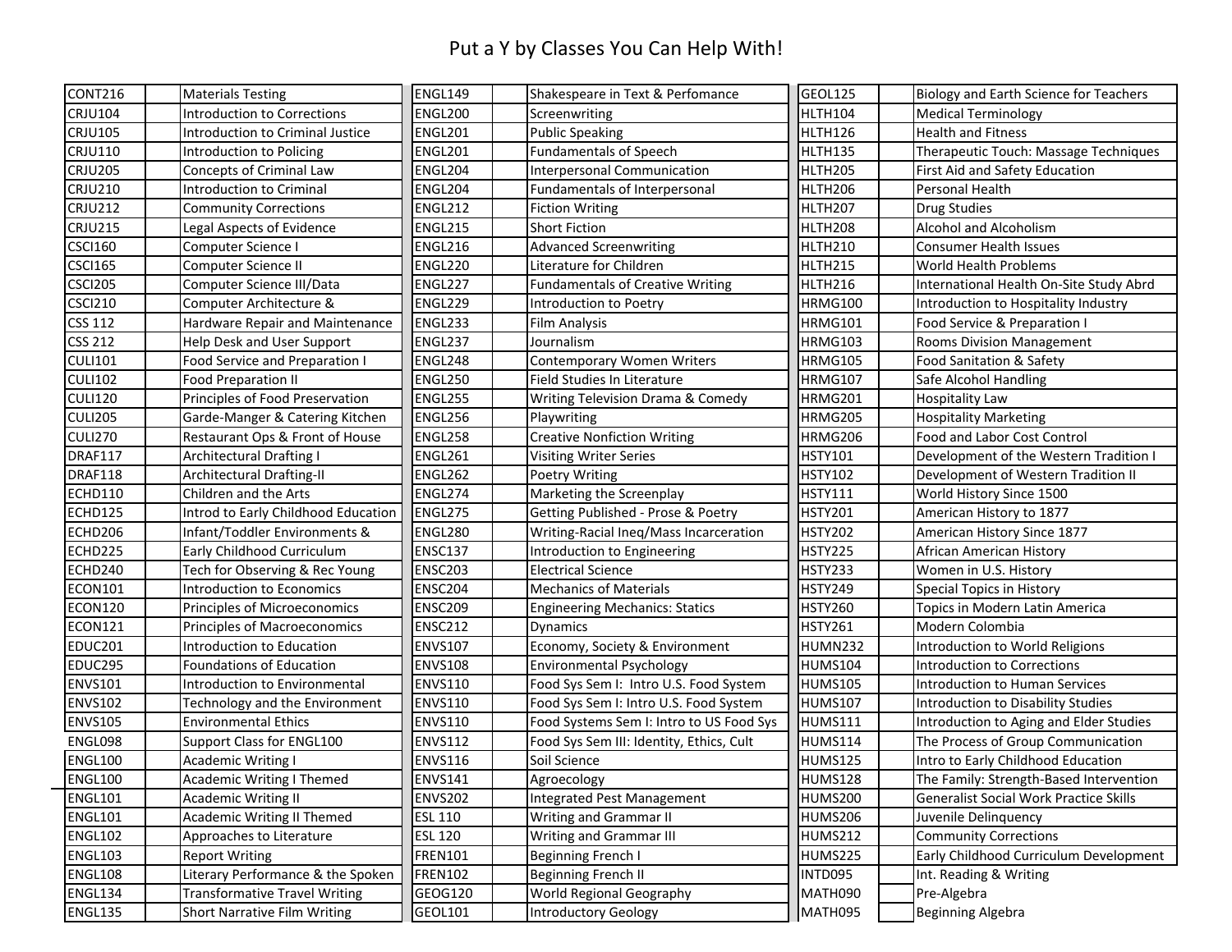# Put a Y by Classes You Can Help With!

| Course | Y | Title |
|---|---|---|
| CONT216 | | Materials Testing |
| CRJU104 | | Introduction to Corrections |
| CRJU105 | | Introduction to Criminal Justice |
| CRJU110 | | Introduction to Policing |
| CRJU205 | | Concepts of Criminal Law |
| CRJU210 | | Introduction to Criminal |
| CRJU212 | | Community Corrections |
| CRJU215 | | Legal Aspects of Evidence |
| CSCI160 | | Computer Science I |
| CSCI165 | | Computer Science II |
| CSCI205 | | Computer Science III/Data |
| CSCI210 | | Computer Architecture & |
| CSS 112 | | Hardware Repair and Maintenance |
| CSS 212 | | Help Desk and User Support |
| CULI101 | | Food Service and Preparation I |
| CULI102 | | Food Preparation II |
| CULI120 | | Principles of Food Preservation |
| CULI205 | | Garde-Manger & Catering Kitchen |
| CULI270 | | Restaurant Ops & Front of House |
| DRAF117 | | Architectural Drafting I |
| DRAF118 | | Architectural Drafting-II |
| ECHD110 | | Children and the Arts |
| ECHD125 | | Introd to Early Childhood Education |
| ECHD206 | | Infant/Toddler Environments & |
| ECHD225 | | Early Childhood Curriculum |
| ECHD240 | | Tech for Observing & Rec Young |
| ECON101 | | Introduction to Economics |
| ECON120 | | Principles of Microeconomics |
| ECON121 | | Principles of Macroeconomics |
| EDUC201 | | Introduction to Education |
| EDUC295 | | Foundations of Education |
| ENVS101 | | Introduction to Environmental |
| ENVS102 | | Technology and the Environment |
| ENVS105 | | Environmental Ethics |
| ENGL098 | | Support Class for ENGL100 |
| ENGL100 | | Academic Writing I |
| ENGL100 | | Academic Writing I Themed |
| ENGL101 | | Academic Writing II |
| ENGL101 | | Academic Writing II Themed |
| ENGL102 | | Approaches to Literature |
| ENGL103 | | Report Writing |
| ENGL108 | | Literary Performance & the Spoken |
| ENGL134 | | Transformative Travel Writing |
| ENGL135 | | Short Narrative Film Writing |
| ENGL149 | | Shakespeare in Text & Perfomance |
| ENGL200 | | Screenwriting |
| ENGL201 | | Public Speaking |
| ENGL201 | | Fundamentals of Speech |
| ENGL204 | | Interpersonal Communication |
| ENGL204 | | Fundamentals of Interpersonal |
| ENGL212 | | Fiction Writing |
| ENGL215 | | Short Fiction |
| ENGL216 | | Advanced Screenwriting |
| ENGL220 | | Literature for Children |
| ENGL227 | | Fundamentals of Creative Writing |
| ENGL229 | | Introduction to Poetry |
| ENGL233 | | Film Analysis |
| ENGL237 | | Journalism |
| ENGL248 | | Contemporary Women Writers |
| ENGL250 | | Field Studies In Literature |
| ENGL255 | | Writing Television Drama & Comedy |
| ENGL256 | | Playwriting |
| ENGL258 | | Creative Nonfiction Writing |
| ENGL261 | | Visiting Writer Series |
| ENGL262 | | Poetry Writing |
| ENGL274 | | Marketing the Screenplay |
| ENGL275 | | Getting Published - Prose & Poetry |
| ENGL280 | | Writing-Racial Ineq/Mass Incarceration |
| ENSC137 | | Introduction to Engineering |
| ENSC203 | | Electrical Science |
| ENSC204 | | Mechanics of Materials |
| ENSC209 | | Engineering Mechanics: Statics |
| ENSC212 | | Dynamics |
| ENVS107 | | Economy, Society & Environment |
| ENVS108 | | Environmental Psychology |
| ENVS110 | | Food Sys Sem I: Intro U.S. Food System |
| ENVS110 | | Food Sys Sem I: Intro U.S. Food System |
| ENVS110 | | Food Systems Sem I: Intro to US Food Sys |
| ENVS112 | | Food Sys Sem III: Identity, Ethics, Cult |
| ENVS116 | | Soil Science |
| ENVS141 | | Agroecology |
| ENVS202 | | Integrated Pest Management |
| ESL 110 | | Writing and Grammar II |
| ESL 120 | | Writing and Grammar III |
| FREN101 | | Beginning French I |
| FREN102 | | Beginning French II |
| GEOG120 | | World Regional Geography |
| GEOL101 | | Introductory Geology |
| GEOL125 | | Biology and Earth Science for Teachers |
| HLTH104 | | Medical Terminology |
| HLTH126 | | Health and Fitness |
| HLTH135 | | Therapeutic Touch: Massage Techniques |
| HLTH205 | | First Aid and Safety Education |
| HLTH206 | | Personal Health |
| HLTH207 | | Drug Studies |
| HLTH208 | | Alcohol and Alcoholism |
| HLTH210 | | Consumer Health Issues |
| HLTH215 | | World Health Problems |
| HLTH216 | | International Health On-Site Study Abrd |
| HRMG100 | | Introduction to Hospitality Industry |
| HRMG101 | | Food Service & Preparation I |
| HRMG103 | | Rooms Division Management |
| HRMG105 | | Food Sanitation & Safety |
| HRMG107 | | Safe Alcohol Handling |
| HRMG201 | | Hospitality Law |
| HRMG205 | | Hospitality Marketing |
| HRMG206 | | Food and Labor Cost Control |
| HSTY101 | | Development of the Western Tradition I |
| HSTY102 | | Development of Western Tradition II |
| HSTY111 | | World History Since 1500 |
| HSTY201 | | American History to 1877 |
| HSTY202 | | American History Since 1877 |
| HSTY225 | | African American History |
| HSTY233 | | Women in U.S. History |
| HSTY249 | | Special Topics in History |
| HSTY260 | | Topics in Modern Latin America |
| HSTY261 | | Modern Colombia |
| HUMN232 | | Introduction to World Religions |
| HUMS104 | | Introduction to Corrections |
| HUMS105 | | Introduction to Human Services |
| HUMS107 | | Introduction to Disability Studies |
| HUMS111 | | Introduction to Aging and Elder Studies |
| HUMS114 | | The Process of Group Communication |
| HUMS125 | | Intro to Early Childhood Education |
| HUMS128 | | The Family: Strength-Based Intervention |
| HUMS200 | | Generalist Social Work Practice Skills |
| HUMS206 | | Juvenile Delinquency |
| HUMS212 | | Community Corrections |
| HUMS225 | | Early Childhood Curriculum Development |
| INTD095 | | Int. Reading & Writing |
| MATH090 | | Pre-Algebra |
| MATH095 | | Beginning Algebra |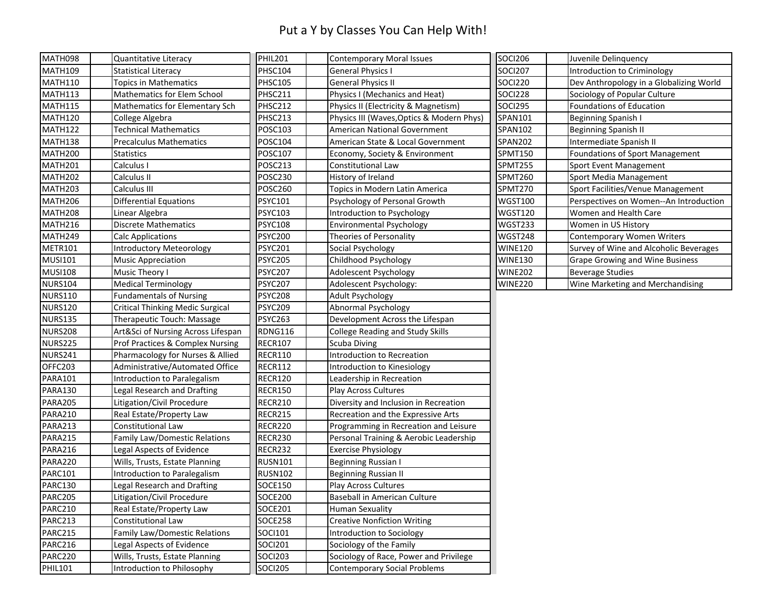# Put a Y by Classes You Can Help With!

| Code | Y | Course |
|---|---|---|
| MATH098 | | Quantitative Literacy |
| MATH109 | | Statistical Literacy |
| MATH110 | | Topics in Mathematics |
| MATH113 | | Mathematics for Elem School |
| MATH115 | | Mathematics for Elementary Sch |
| MATH120 | | College Algebra |
| MATH122 | | Technical Mathematics |
| MATH138 | | Precalculus Mathematics |
| MATH200 | | Statistics |
| MATH201 | | Calculus I |
| MATH202 | | Calculus II |
| MATH203 | | Calculus III |
| MATH206 | | Differential Equations |
| MATH208 | | Linear Algebra |
| MATH216 | | Discrete Mathematics |
| MATH249 | | Calc Applications |
| METR101 | | Introductory Meteorology |
| MUSI101 | | Music Appreciation |
| MUSI108 | | Music Theory I |
| NURS104 | | Medical Terminology |
| NURS110 | | Fundamentals of Nursing |
| NURS120 | | Critical Thinking Medic Surgical |
| NURS135 | | Therapeutic Touch: Massage |
| NURS208 | | Art&Sci of Nursing Across Lifespan |
| NURS225 | | Prof Practices & Complex Nursing |
| NURS241 | | Pharmacology for Nurses & Allied |
| OFFC203 | | Administrative/Automated Office |
| PARA101 | | Introduction to Paralegalism |
| PARA130 | | Legal Research and Drafting |
| PARA205 | | Litigation/Civil Procedure |
| PARA210 | | Real Estate/Property Law |
| PARA213 | | Constitutional Law |
| PARA215 | | Family Law/Domestic Relations |
| PARA216 | | Legal Aspects of Evidence |
| PARA220 | | Wills, Trusts, Estate Planning |
| PARC101 | | Introduction to Paralegalism |
| PARC130 | | Legal Research and Drafting |
| PARC205 | | Litigation/Civil Procedure |
| PARC210 | | Real Estate/Property Law |
| PARC213 | | Constitutional Law |
| PARC215 | | Family Law/Domestic Relations |
| PARC216 | | Legal Aspects of Evidence |
| PARC220 | | Wills, Trusts, Estate Planning |
| PHIL101 | | Introduction to Philosophy |
| PHIL201 | | Contemporary Moral Issues |
| PHSC104 | | General Physics I |
| PHSC105 | | General Physics II |
| PHSC211 | | Physics I (Mechanics and Heat) |
| PHSC212 | | Physics II (Electricity & Magnetism) |
| PHSC213 | | Physics III (Waves,Optics & Modern Phys) |
| POSC103 | | American National Government |
| POSC104 | | American State & Local Government |
| POSC107 | | Economy, Society & Environment |
| POSC213 | | Constitutional Law |
| POSC230 | | History of Ireland |
| POSC260 | | Topics in Modern Latin America |
| PSYC101 | | Psychology of Personal Growth |
| PSYC103 | | Introduction to Psychology |
| PSYC108 | | Environmental Psychology |
| PSYC200 | | Theories of Personality |
| PSYC201 | | Social Psychology |
| PSYC205 | | Childhood Psychology |
| PSYC207 | | Adolescent Psychology |
| PSYC207 | | Adolescent Psychology: |
| PSYC208 | | Adult Psychology |
| PSYC209 | | Abnormal Psychology |
| PSYC263 | | Development Across the Lifespan |
| RDNG116 | | College Reading and Study Skills |
| RECR107 | | Scuba Diving |
| RECR110 | | Introduction to Recreation |
| RECR112 | | Introduction to Kinesiology |
| RECR120 | | Leadership in Recreation |
| RECR150 | | Play Across Cultures |
| RECR210 | | Diversity and Inclusion in Recreation |
| RECR215 | | Recreation and the Expressive Arts |
| RECR220 | | Programming in Recreation and Leisure |
| RECR230 | | Personal Training & Aerobic Leadership |
| RECR232 | | Exercise Physiology |
| RUSN101 | | Beginning Russian I |
| RUSN102 | | Beginning Russian II |
| SOCE150 | | Play Across Cultures |
| SOCE200 | | Baseball in American Culture |
| SOCE201 | | Human Sexuality |
| SOCE258 | | Creative Nonfiction Writing |
| SOCI101 | | Introduction to Sociology |
| SOCI201 | | Sociology of the Family |
| SOCI203 | | Sociology of Race, Power and Privilege |
| SOCI205 | | Contemporary Social Problems |
| SOCI206 | | Juvenile Delinquency |
| SOCI207 | | Introduction to Criminology |
| SOCI220 | | Dev Anthropology in a Globalizing World |
| SOCI228 | | Sociology of Popular Culture |
| SOCI295 | | Foundations of Education |
| SPAN101 | | Beginning Spanish I |
| SPAN102 | | Beginning Spanish II |
| SPAN202 | | Intermediate Spanish II |
| SPMT150 | | Foundations of Sport Management |
| SPMT255 | | Sport Event Management |
| SPMT260 | | Sport Media Management |
| SPMT270 | | Sport Facilities/Venue Management |
| WGST100 | | Perspectives on Women--An Introduction |
| WGST120 | | Women and Health Care |
| WGST233 | | Women in US History |
| WGST248 | | Contemporary Women Writers |
| WINE120 | | Survey of Wine and Alcoholic Beverages |
| WINE130 | | Grape Growing and Wine Business |
| WINE202 | | Beverage Studies |
| WINE220 | | Wine Marketing and Merchandising |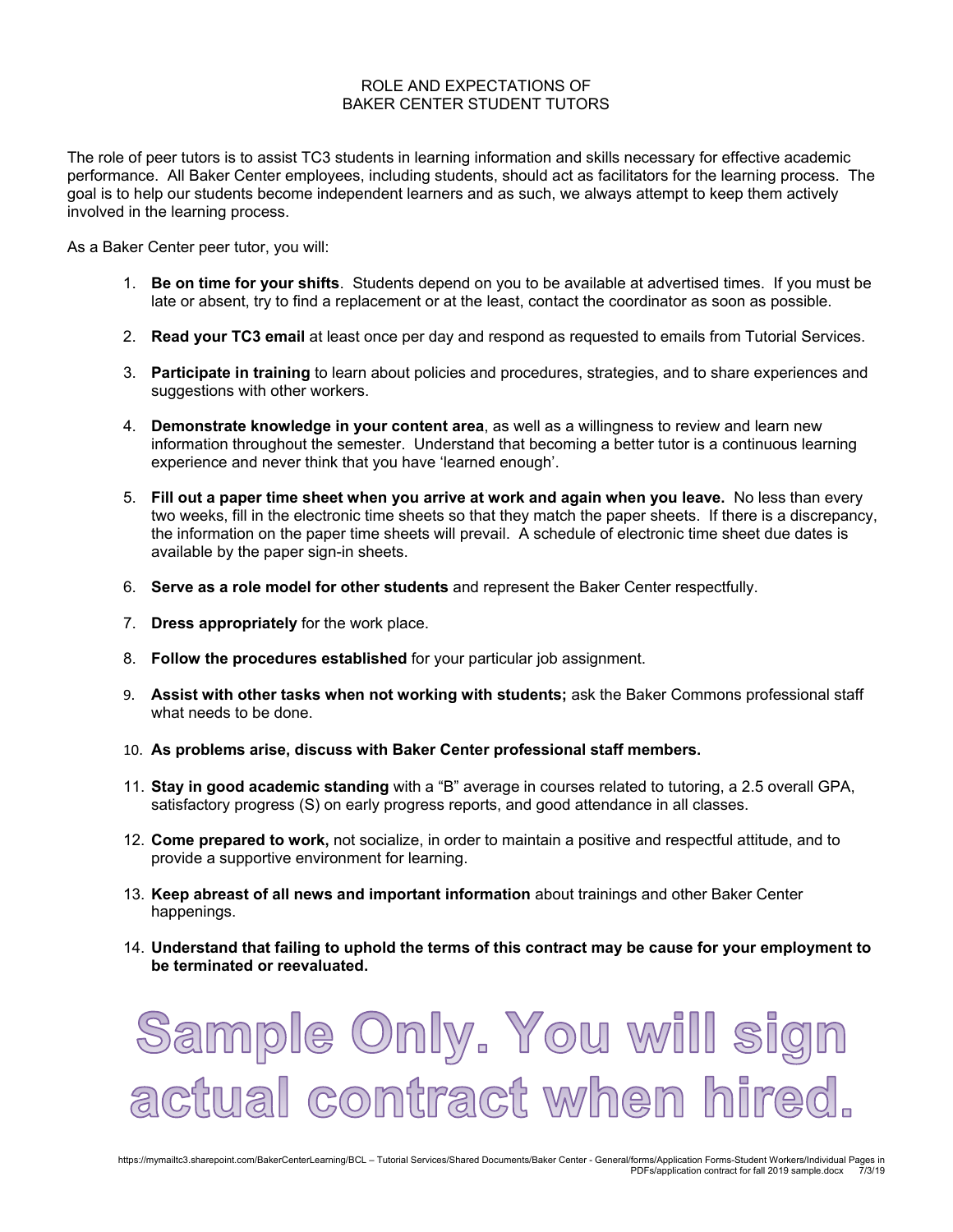# ROLE AND EXPECTATIONS OF BAKER CENTER STUDENT TUTORS

The role of peer tutors is to assist TC3 students in learning information and skills necessary for effective academic performance. All Baker Center employees, including students, should act as facilitators for the learning process. The goal is to help our students become independent learners and as such, we always attempt to keep them actively involved in the learning process.

As a Baker Center peer tutor, you will:

1. **Be on time for your shifts**. Students depend on you to be available at advertised times. If you must be late or absent, try to find a replacement or at the least, contact the coordinator as soon as possible.

2. **Read your TC3 email** at least once per day and respond as requested to emails from Tutorial Services.

3. **Participate in training** to learn about policies and procedures, strategies, and to share experiences and suggestions with other workers.

4. **Demonstrate knowledge in your content area**, as well as a willingness to review and learn new information throughout the semester. Understand that becoming a better tutor is a continuous learning experience and never think that you have 'learned enough'.

5. **Fill out a paper time sheet when you arrive at work and again when you leave.** No less than every two weeks, fill in the electronic time sheets so that they match the paper sheets. If there is a discrepancy, the information on the paper time sheets will prevail. A schedule of electronic time sheet due dates is available by the paper sign-in sheets.

6. **Serve as a role model for other students** and represent the Baker Center respectfully.

7. **Dress appropriately** for the work place.

8. **Follow the procedures established** for your particular job assignment.

9. **Assist with other tasks when not working with students;** ask the Baker Commons professional staff what needs to be done.

10. **As problems arise, discuss with Baker Center professional staff members.**

11. **Stay in good academic standing** with a "B" average in courses related to tutoring, a 2.5 overall GPA, satisfactory progress (S) on early progress reports, and good attendance in all classes.

12. **Come prepared to work,** not socialize, in order to maintain a positive and respectful attitude, and to provide a supportive environment for learning.

13. **Keep abreast of all news and important information** about trainings and other Baker Center happenings.

14. **Understand that failing to uphold the terms of this contract may be cause for your employment to be terminated or reevaluated.**

**Sample Only. You will sign actual contract when hired.**

https://mymailtc3.sharepoint.com/BakerCenterLearning/BCL – Tutorial Services/Shared Documents/Baker Center - General/forms/Application Forms-Student Workers/Individual Pages in PDFs/application contract for fall 2019 sample.docx 7/3/19